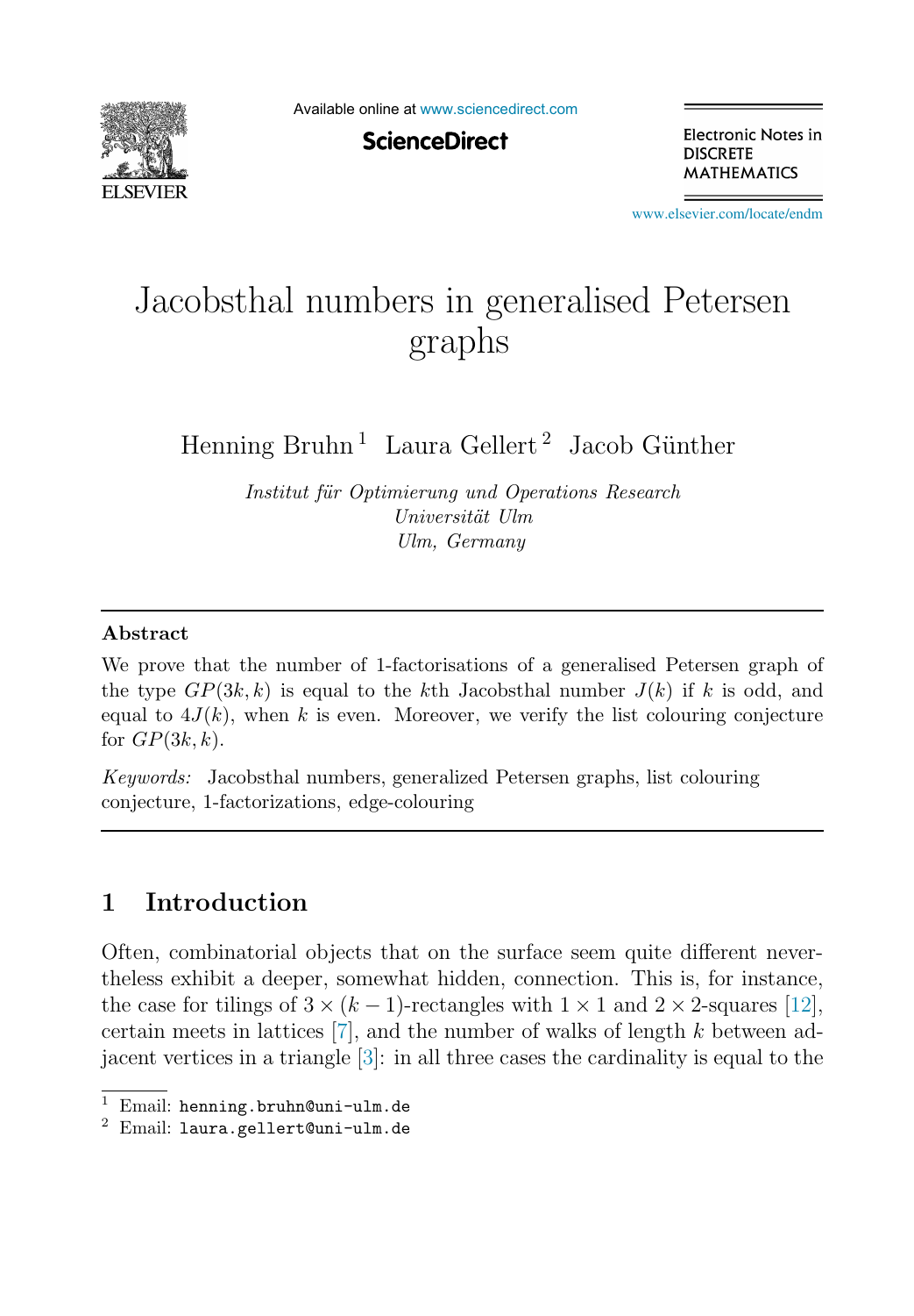# Jacobsthal numbers in generalised Petersen graphs

Henning Bruhn [1] Laura Gellert [2] Jacob Günther

*Institut für Optimierung und Operations Research*
*Universität Ulm*
*Ulm, Germany*

---

**Abstract**

We prove that the number of 1-factorisations of a generalised Petersen graph of the type $GP(3k, k)$ is equal to the $k$th Jacobsthal number $J(k)$ if $k$ is odd, and equal to $4J(k)$, when $k$ is even. Moreover, we verify the list colouring conjecture for $GP(3k, k)$.

*Keywords:* Jacobsthal numbers, generalized Petersen graphs, list colouring conjecture, 1-factorizations, edge-colouring

---

## 1 Introduction

Often, combinatorial objects that on the surface seem quite different nevertheless exhibit a deeper, somewhat hidden, connection. This is, for instance, the case for tilings of $3 \times (k-1)$-rectangles with $1 \times 1$ and $2 \times 2$-squares [12], certain meets in lattices [7], and the number of walks of length $k$ between adjacent vertices in a triangle [3]: in all three cases the cardinality is equal to the

---

[1] Email: henning.bruhn@uni-ulm.de

[2] Email: laura.gellert@uni-ulm.de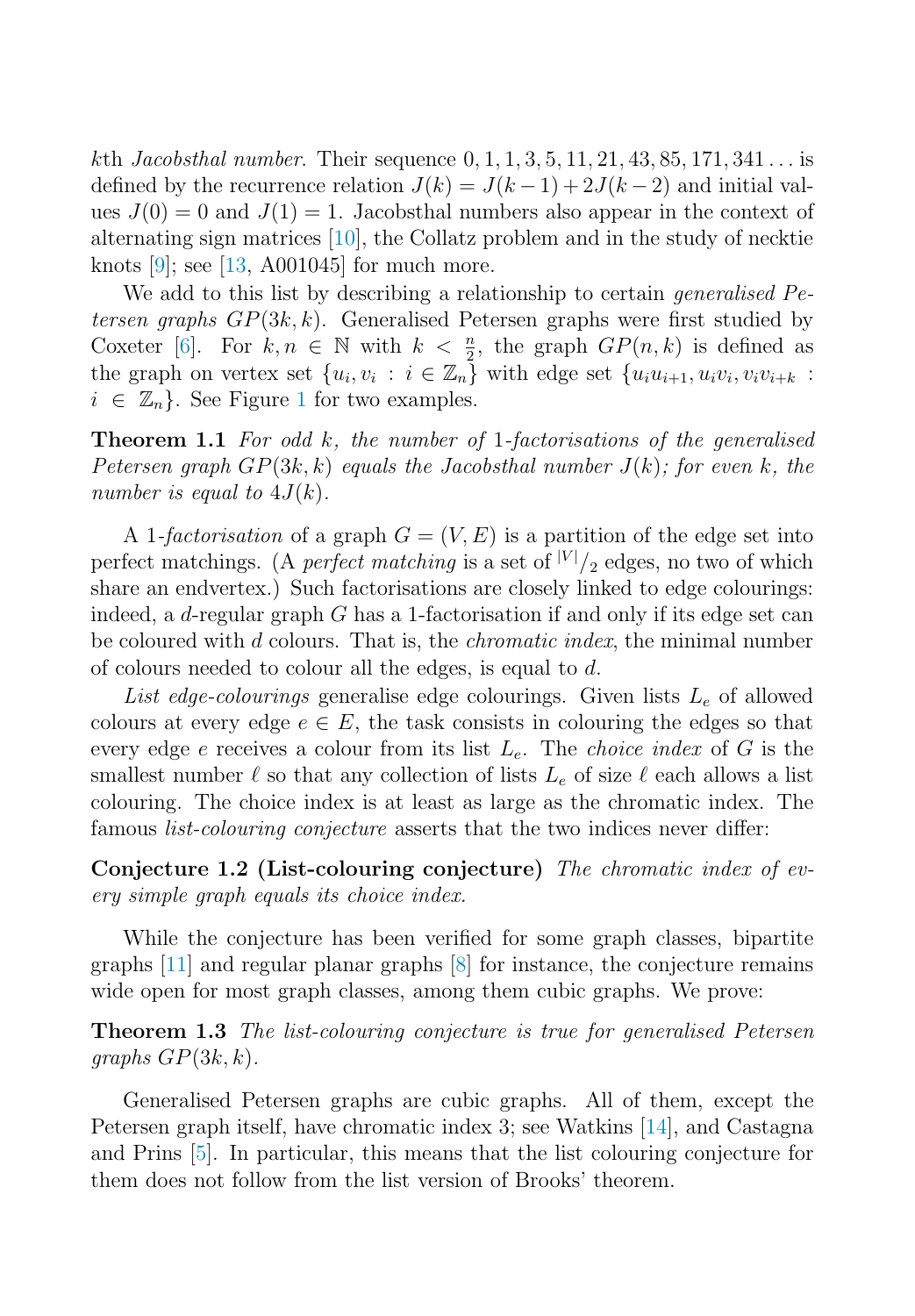$k$th *Jacobsthal number*. Their sequence $0, 1, 1, 3, 5, 11, 21, 43, 85, 171, 341 \ldots$ is defined by the recurrence relation $J(k) = J(k-1) + 2J(k-2)$ and initial values $J(0) = 0$ and $J(1) = 1$. Jacobsthal numbers also appear in the context of alternating sign matrices [10], the Collatz problem and in the study of necktie knots [9]; see [13, A001045] for much more.

We add to this list by describing a relationship to certain *generalised Petersen graphs* $GP(3k, k)$. Generalised Petersen graphs were first studied by Coxeter [6]. For $k, n \in \mathbb{N}$ with $k < \frac{n}{2}$, the graph $GP(n, k)$ is defined as the graph on vertex set $\{u_i, v_i : i \in \mathbb{Z}_n\}$ with edge set $\{u_i u_{i+1}, u_i v_i, v_i v_{i+k} : i \in \mathbb{Z}_n\}$. See Figure 1 for two examples.

**Theorem 1.1** *For odd $k$, the number of 1-factorisations of the generalised Petersen graph $GP(3k, k)$ equals the Jacobsthal number $J(k)$; for even $k$, the number is equal to $4J(k)$.*

A *1-factorisation* of a graph $G = (V, E)$ is a partition of the edge set into perfect matchings. (A *perfect matching* is a set of $|V|/_2$ edges, no two of which share an endvertex.) Such factorisations are closely linked to edge colourings: indeed, a $d$-regular graph $G$ has a 1-factorisation if and only if its edge set can be coloured with $d$ colours. That is, the *chromatic index*, the minimal number of colours needed to colour all the edges, is equal to $d$.

*List edge-colourings* generalise edge colourings. Given lists $L_e$ of allowed colours at every edge $e \in E$, the task consists in colouring the edges so that every edge $e$ receives a colour from its list $L_e$. The *choice index* of $G$ is the smallest number $\ell$ so that any collection of lists $L_e$ of size $\ell$ each allows a list colouring. The choice index is at least as large as the chromatic index. The famous *list-colouring conjecture* asserts that the two indices never differ:

**Conjecture 1.2 (List-colouring conjecture)** *The chromatic index of every simple graph equals its choice index.*

While the conjecture has been verified for some graph classes, bipartite graphs [11] and regular planar graphs [8] for instance, the conjecture remains wide open for most graph classes, among them cubic graphs. We prove:

**Theorem 1.3** *The list-colouring conjecture is true for generalised Petersen graphs $GP(3k, k)$.*

Generalised Petersen graphs are cubic graphs. All of them, except the Petersen graph itself, have chromatic index 3; see Watkins [14], and Castagna and Prins [5]. In particular, this means that the list colouring conjecture for them does not follow from the list version of Brooks' theorem.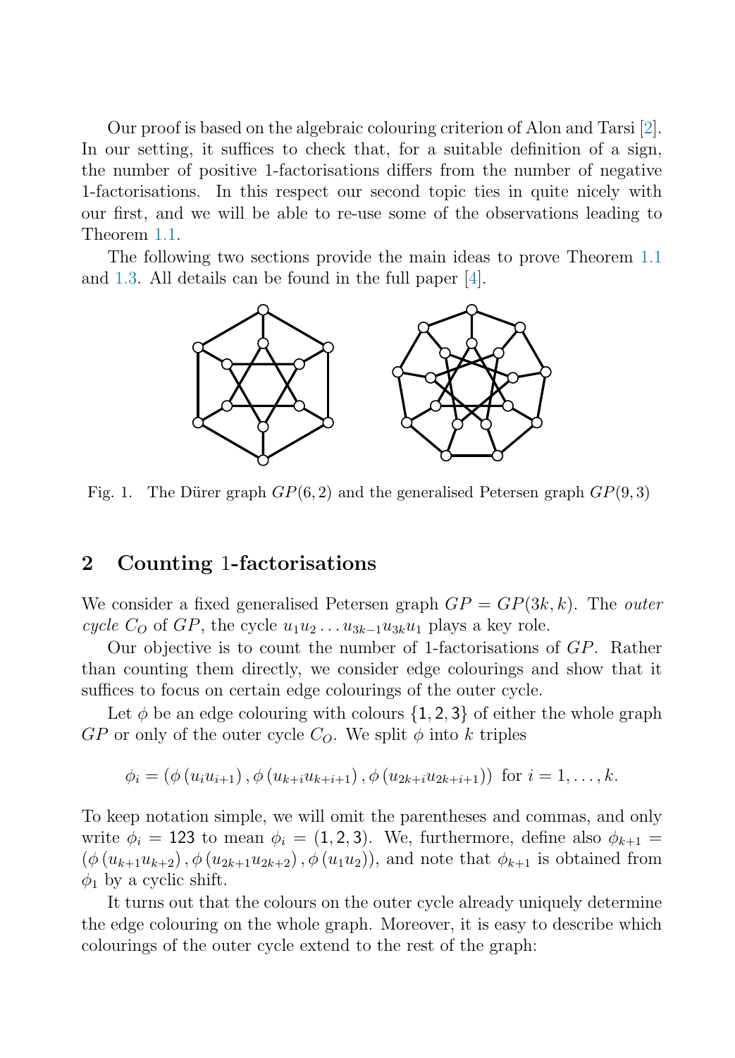Our proof is based on the algebraic colouring criterion of Alon and Tarsi [2]. In our setting, it suffices to check that, for a suitable definition of a sign, the number of positive 1-factorisations differs from the number of negative 1-factorisations. In this respect our second topic ties in quite nicely with our first, and we will be able to re-use some of the observations leading to Theorem 1.1.

The following two sections provide the main ideas to prove Theorem 1.1 and 1.3. All details can be found in the full paper [4].

Fig. 1. The Dürer graph $GP(6, 2)$ and the generalised Petersen graph $GP(9, 3)$

## 2 Counting 1-factorisations

We consider a fixed generalised Petersen graph $GP = GP(3k, k)$. The *outer cycle* $C_O$ of $GP$, the cycle $u_1u_2 \ldots u_{3k-1}u_{3k}u_1$ plays a key role.

Our objective is to count the number of 1-factorisations of $GP$. Rather than counting them directly, we consider edge colourings and show that it suffices to focus on certain edge colourings of the outer cycle.

Let $\phi$ be an edge colouring with colours $\{1, 2, 3\}$ of either the whole graph $GP$ or only of the outer cycle $C_O$. We split $\phi$ into $k$ triples

$$\phi_i = (\phi(u_iu_{i+1}), \phi(u_{k+i}u_{k+i+1}), \phi(u_{2k+i}u_{2k+i+1})) \text{ for } i = 1, \ldots, k.$$

To keep notation simple, we will omit the parentheses and commas, and only write $\phi_i = 123$ to mean $\phi_i = (1, 2, 3)$. We, furthermore, define also $\phi_{k+1} = (\phi(u_{k+1}u_{k+2}), \phi(u_{2k+1}u_{2k+2}), \phi(u_1u_2))$, and note that $\phi_{k+1}$ is obtained from $\phi_1$ by a cyclic shift.

It turns out that the colours on the outer cycle already uniquely determine the edge colouring on the whole graph. Moreover, it is easy to describe which colourings of the outer cycle extend to the rest of the graph: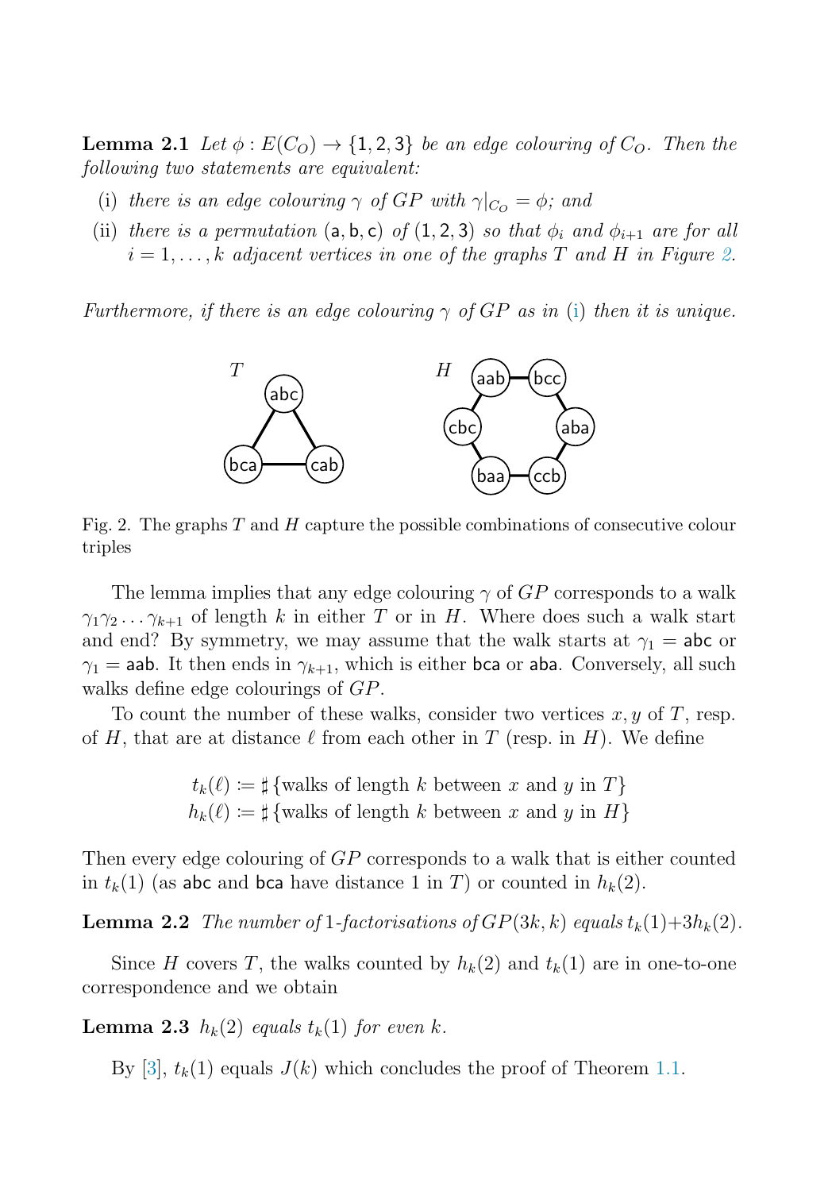**Lemma 2.1** *Let $\phi : E(C_O) \to \{1, 2, 3\}$ be an edge colouring of $C_O$. Then the following two statements are equivalent:*

(i) *there is an edge colouring $\gamma$ of $GP$ with $\gamma|_{C_O} = \phi$; and*

(ii) *there is a permutation $(\mathsf{a}, \mathsf{b}, \mathsf{c})$ of $(1, 2, 3)$ so that $\phi_i$ and $\phi_{i+1}$ are for all $i = 1, \ldots, k$ adjacent vertices in one of the graphs $T$ and $H$ in Figure 2.*

*Furthermore, if there is an edge colouring $\gamma$ of $GP$ as in (i) then it is unique.*

T

abc

bca

cab

H

aab

bcc

cbc

aba

baa

ccb

Fig. 2. The graphs $T$ and $H$ capture the possible combinations of consecutive colour triples

The lemma implies that any edge colouring $\gamma$ of $GP$ corresponds to a walk $\gamma_1\gamma_2 \ldots \gamma_{k+1}$ of length $k$ in either $T$ or in $H$. Where does such a walk start and end? By symmetry, we may assume that the walk starts at $\gamma_1 = \mathsf{abc}$ or $\gamma_1 = \mathsf{aab}$. It then ends in $\gamma_{k+1}$, which is either $\mathsf{bca}$ or $\mathsf{aba}$. Conversely, all such walks define edge colourings of $GP$.

To count the number of these walks, consider two vertices $x, y$ of $T$, resp. of $H$, that are at distance $\ell$ from each other in $T$ (resp. in $H$). We define

$$t_k(\ell) := \sharp \{\text{walks of length } k \text{ between } x \text{ and } y \text{ in } T\}$$
$$h_k(\ell) := \sharp \{\text{walks of length } k \text{ between } x \text{ and } y \text{ in } H\}$$

Then every edge colouring of $GP$ corresponds to a walk that is either counted in $t_k(1)$ (as $\mathsf{abc}$ and $\mathsf{bca}$ have distance 1 in $T$) or counted in $h_k(2)$.

**Lemma 2.2** *The number of 1-factorisations of $GP(3k, k)$ equals $t_k(1)+3h_k(2)$.*

Since $H$ covers $T$, the walks counted by $h_k(2)$ and $t_k(1)$ are in one-to-one correspondence and we obtain

**Lemma 2.3** *$h_k(2)$ equals $t_k(1)$ for even $k$.*

By [3], $t_k(1)$ equals $J(k)$ which concludes the proof of Theorem 1.1.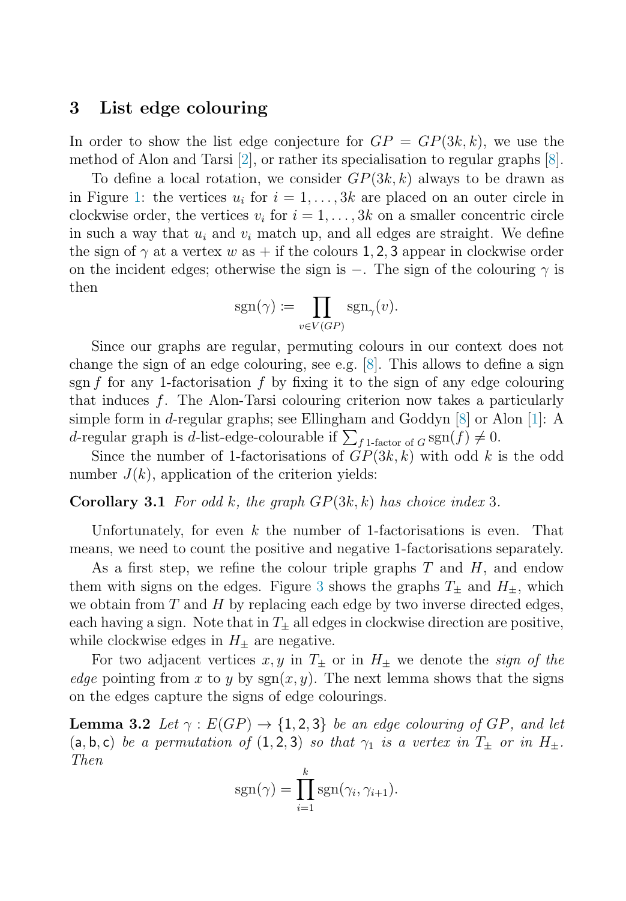## 3 List edge colouring

In order to show the list edge conjecture for $GP = GP(3k, k)$, we use the method of Alon and Tarsi [2], or rather its specialisation to regular graphs [8].

To define a local rotation, we consider $GP(3k, k)$ always to be drawn as in Figure 1: the vertices $u_i$ for $i = 1, \ldots, 3k$ are placed on an outer circle in clockwise order, the vertices $v_i$ for $i = 1, \ldots, 3k$ on a smaller concentric circle in such a way that $u_i$ and $v_i$ match up, and all edges are straight. We define the sign of $\gamma$ at a vertex $w$ as $+$ if the colours $1, 2, 3$ appear in clockwise order on the incident edges; otherwise the sign is $-$. The sign of the colouring $\gamma$ is then

$$\operatorname{sgn}(\gamma) := \prod_{v \in V(GP)} \operatorname{sgn}_\gamma(v).$$

Since our graphs are regular, permuting colours in our context does not change the sign of an edge colouring, see e.g. [8]. This allows to define a sign $\operatorname{sgn} f$ for any 1-factorisation $f$ by fixing it to the sign of any edge colouring that induces $f$. The Alon-Tarsi colouring criterion now takes a particularly simple form in $d$-regular graphs; see Ellingham and Goddyn [8] or Alon [1]: A $d$-regular graph is $d$-list-edge-colourable if $\sum_{f \text{ 1-factor of } G} \operatorname{sgn}(f) \neq 0$.

Since the number of 1-factorisations of $GP(3k, k)$ with odd $k$ is the odd number $J(k)$, application of the criterion yields:

**Corollary 3.1** *For odd $k$, the graph $GP(3k, k)$ has choice index 3.*

Unfortunately, for even $k$ the number of 1-factorisations is even. That means, we need to count the positive and negative 1-factorisations separately.

As a first step, we refine the colour triple graphs $T$ and $H$, and endow them with signs on the edges. Figure 3 shows the graphs $T_\pm$ and $H_\pm$, which we obtain from $T$ and $H$ by replacing each edge by two inverse directed edges, each having a sign. Note that in $T_\pm$ all edges in clockwise direction are positive, while clockwise edges in $H_\pm$ are negative.

For two adjacent vertices $x, y$ in $T_\pm$ or in $H_\pm$ we denote the *sign of the edge* pointing from $x$ to $y$ by $\operatorname{sgn}(x, y)$. The next lemma shows that the signs on the edges capture the signs of edge colourings.

**Lemma 3.2** *Let $\gamma : E(GP) \to \{1, 2, 3\}$ be an edge colouring of $GP$, and let $(\mathsf{a}, \mathsf{b}, \mathsf{c})$ be a permutation of $(1, 2, 3)$ so that $\gamma_1$ is a vertex in $T_\pm$ or in $H_\pm$. Then*

$$\operatorname{sgn}(\gamma) = \prod_{i=1}^{k} \operatorname{sgn}(\gamma_i, \gamma_{i+1}).$$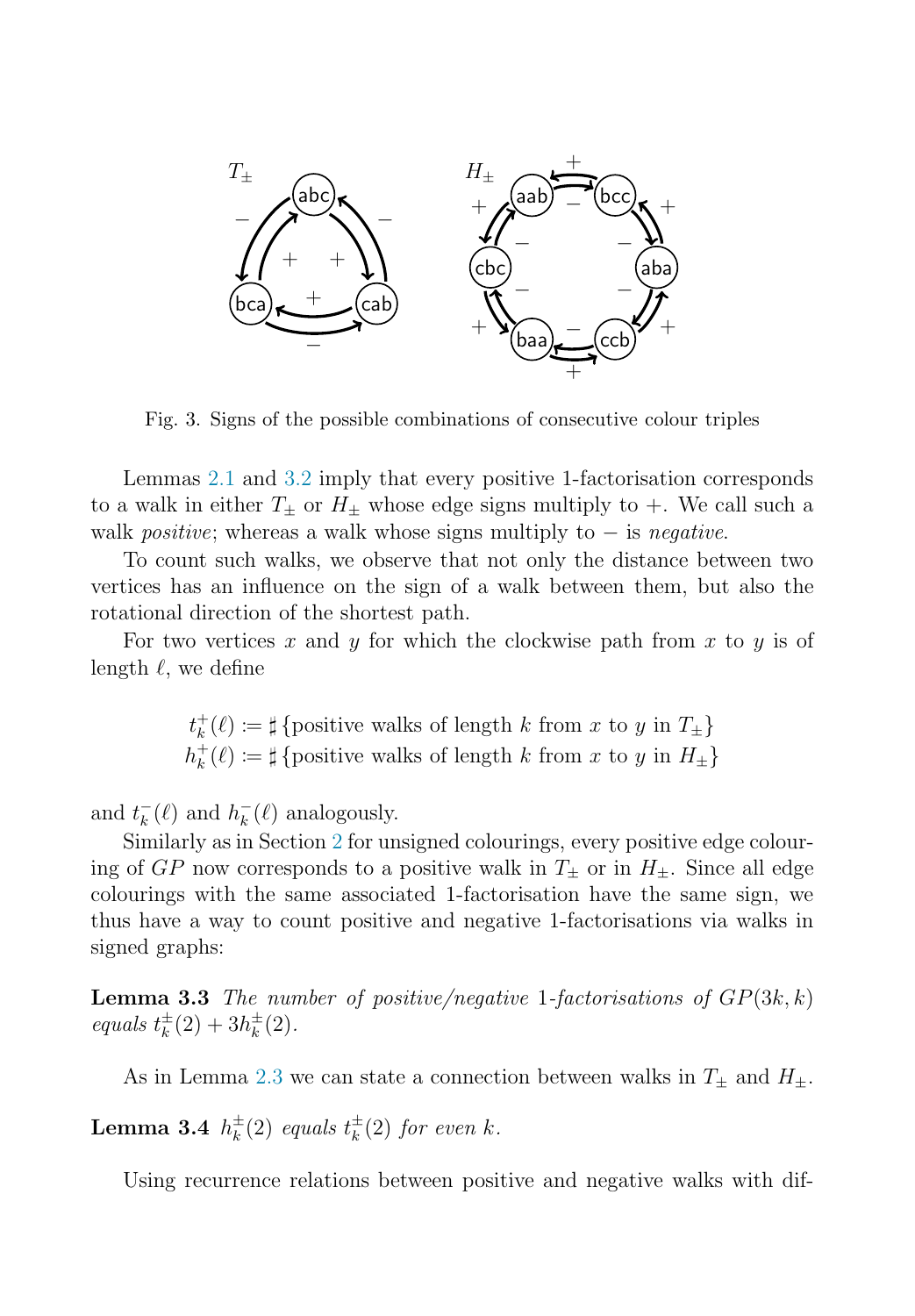$T_\pm$

abc

bca

cab

$-$ $+$ $+$ $-$ $+$ $-$

$H_\pm$

aab bcc cbc aba baa ccb

$+$ $-$ $+$ $+$ $-$ $-$ $-$ $-$ $+$ $+$ $-$ $+$

Fig. 3. Signs of the possible combinations of consecutive colour triples

Lemmas 2.1 and 3.2 imply that every positive 1-factorisation corresponds to a walk in either $T_\pm$ or $H_\pm$ whose edge signs multiply to $+$. We call such a walk *positive*; whereas a walk whose signs multiply to $-$ is *negative*.

To count such walks, we observe that not only the distance between two vertices has an influence on the sign of a walk between them, but also the rotational direction of the shortest path.

For two vertices $x$ and $y$ for which the clockwise path from $x$ to $y$ is of length $\ell$, we define

$$t_k^+(\ell) \coloneqq \sharp\,\{\text{positive walks of length } k \text{ from } x \text{ to } y \text{ in } T_\pm\}$$
$$h_k^+(\ell) \coloneqq \sharp\,\{\text{positive walks of length } k \text{ from } x \text{ to } y \text{ in } H_\pm\}$$

and $t_k^-(\ell)$ and $h_k^-(\ell)$ analogously.

Similarly as in Section 2 for unsigned colourings, every positive edge colouring of $GP$ now corresponds to a positive walk in $T_\pm$ or in $H_\pm$. Since all edge colourings with the same associated 1-factorisation have the same sign, we thus have a way to count positive and negative 1-factorisations via walks in signed graphs:

**Lemma 3.3** *The number of positive/negative* 1*-factorisations of* $GP(3k,k)$ *equals* $t_k^\pm(2) + 3h_k^\pm(2)$.

As in Lemma 2.3 we can state a connection between walks in $T_\pm$ and $H_\pm$.

**Lemma 3.4** $h_k^\pm(2)$ *equals* $t_k^\pm(2)$ *for even* $k$.

Using recurrence relations between positive and negative walks with dif-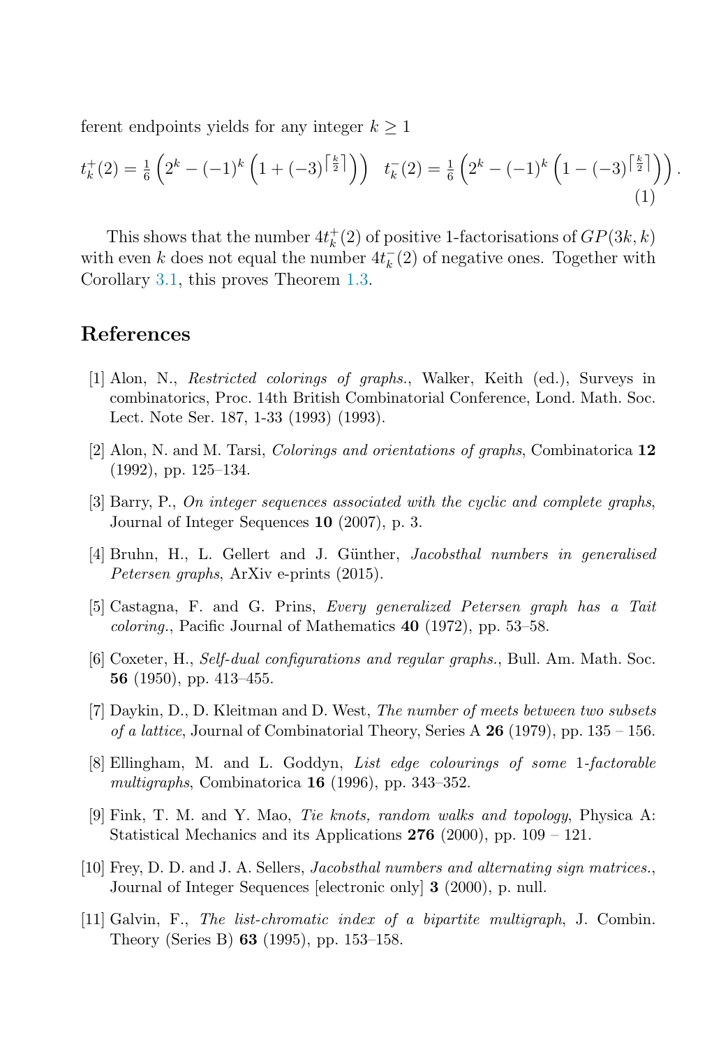ferent endpoints yields for any integer $k \geq 1$

$$t_k^+(2) = \frac{1}{6}\left(2^k - (-1)^k\left(1 + (-3)^{\lceil \frac{k}{2} \rceil}\right)\right) \quad t_k^-(2) = \frac{1}{6}\left(2^k - (-1)^k\left(1 - (-3)^{\lceil \frac{k}{2} \rceil}\right)\right). \tag{1}$$

This shows that the number $4t_k^+(2)$ of positive 1-factorisations of $GP(3k, k)$ with even $k$ does not equal the number $4t_k^-(2)$ of negative ones. Together with Corollary 3.1, this proves Theorem 1.3.

## References

[1] Alon, N., *Restricted colorings of graphs.*, Walker, Keith (ed.), Surveys in combinatorics, Proc. 14th British Combinatorial Conference, Lond. Math. Soc. Lect. Note Ser. 187, 1-33 (1993) (1993).

[2] Alon, N. and M. Tarsi, *Colorings and orientations of graphs*, Combinatorica **12** (1992), pp. 125–134.

[3] Barry, P., *On integer sequences associated with the cyclic and complete graphs*, Journal of Integer Sequences **10** (2007), p. 3.

[4] Bruhn, H., L. Gellert and J. Günther, *Jacobsthal numbers in generalised Petersen graphs*, ArXiv e-prints (2015).

[5] Castagna, F. and G. Prins, *Every generalized Petersen graph has a Tait coloring.*, Pacific Journal of Mathematics **40** (1972), pp. 53–58.

[6] Coxeter, H., *Self-dual configurations and regular graphs.*, Bull. Am. Math. Soc. **56** (1950), pp. 413–455.

[7] Daykin, D., D. Kleitman and D. West, *The number of meets between two subsets of a lattice*, Journal of Combinatorial Theory, Series A **26** (1979), pp. 135 – 156.

[8] Ellingham, M. and L. Goddyn, *List edge colourings of some 1-factorable multigraphs*, Combinatorica **16** (1996), pp. 343–352.

[9] Fink, T. M. and Y. Mao, *Tie knots, random walks and topology*, Physica A: Statistical Mechanics and its Applications **276** (2000), pp. 109 – 121.

[10] Frey, D. D. and J. A. Sellers, *Jacobsthal numbers and alternating sign matrices.*, Journal of Integer Sequences [electronic only] **3** (2000), p. null.

[11] Galvin, F., *The list-chromatic index of a bipartite multigraph*, J. Combin. Theory (Series B) **63** (1995), pp. 153–158.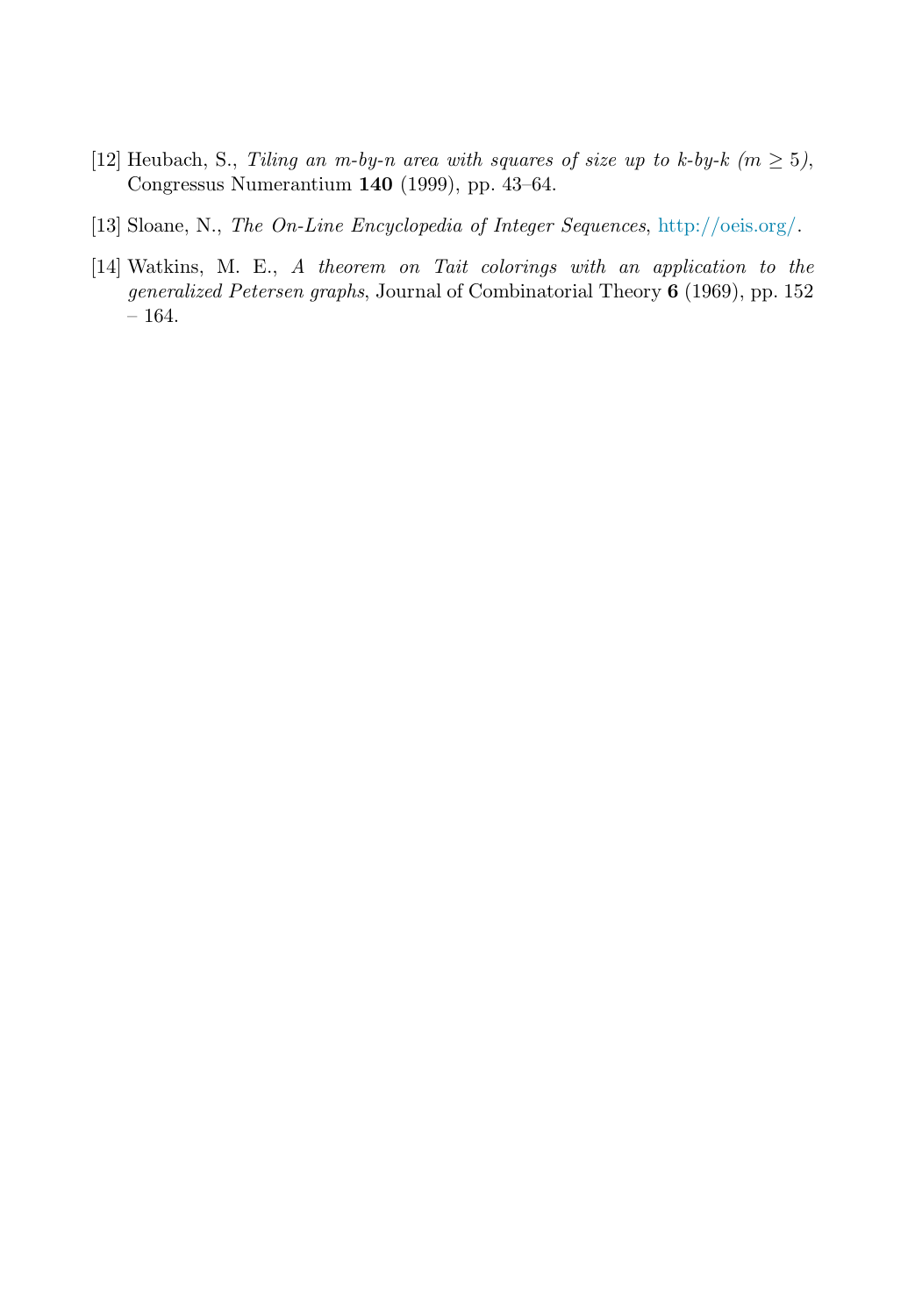[12] Heubach, S., *Tiling an m-by-n area with squares of size up to k-by-k ($m \geq 5$)*, Congressus Numerantium **140** (1999), pp. 43–64.

[13] Sloane, N., *The On-Line Encyclopedia of Integer Sequences*, http://oeis.org/.

[14] Watkins, M. E., *A theorem on Tait colorings with an application to the generalized Petersen graphs*, Journal of Combinatorial Theory **6** (1969), pp. 152 – 164.